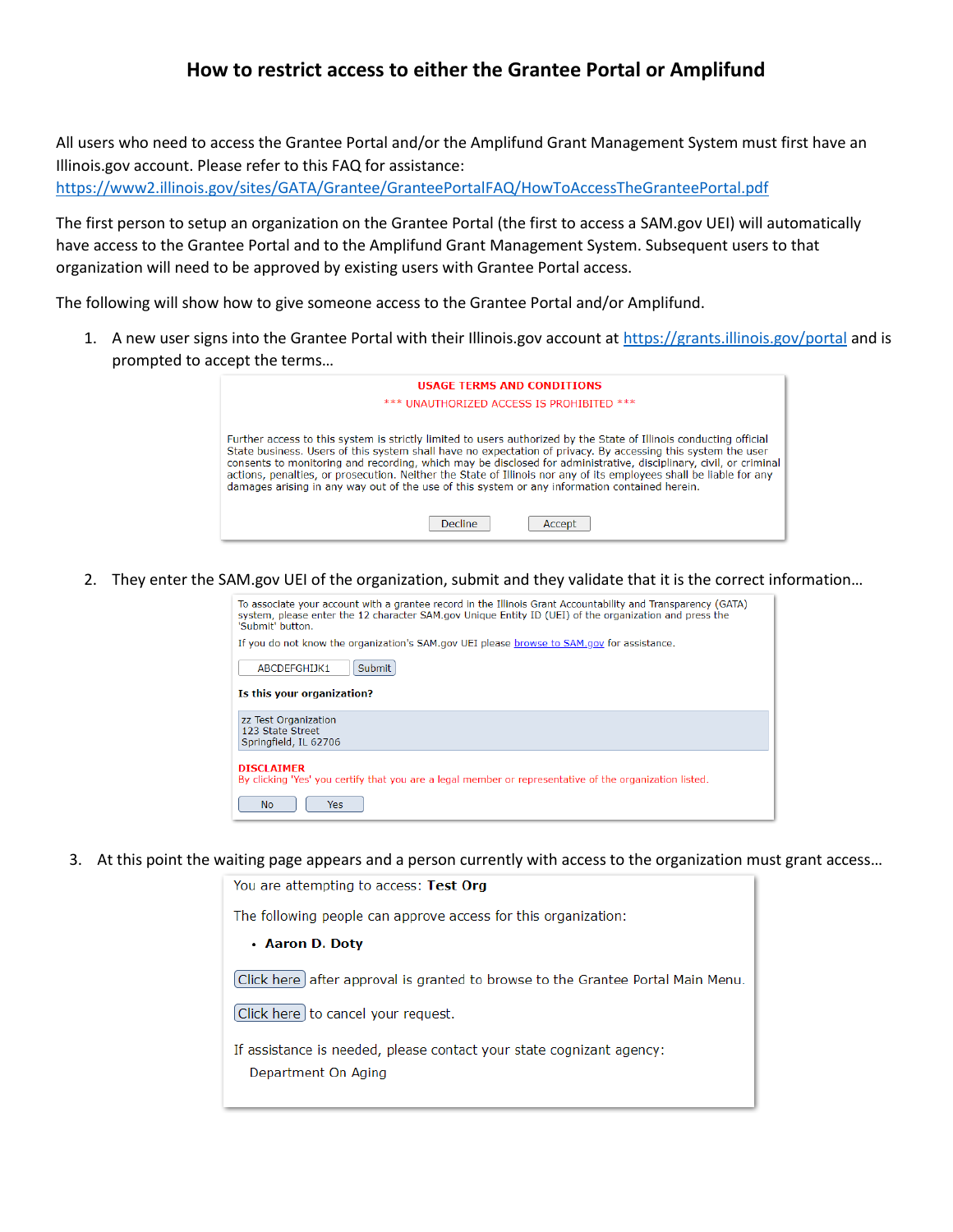# How to restrict access to either the Grantee Portal or Amplifund

All users who need to access the Grantee Portal and/or the Amplifund Grant Management System must first have an Illinois.gov account. Please refer to this FAQ for assistance: https://www2.illinois.gov/sites/GATA/Grantee/GranteePortalFAQ/HowToAccessTheGranteePortal.pdf

The first person to setup an organization on the Grantee Portal (the first to access a SAM.gov UEI) will automatically have access to the Grantee Portal and to the Amplifund Grant Management System. Subsequent users to that organization will need to be approved by existing users with Grantee Portal access.

The following will show how to give someone access to the Grantee Portal and/or Amplifund.

1. A new user signs into the Grantee Portal with their Illinois.gov account at https://grants.illinois.gov/portal and is prompted to accept the terms…

   **USAGE TERMS AND CONDITIONS**

   \*\*\* UNAUTHORIZED ACCESS IS PROHIBITED \*\*\*

   Further access to this system is strictly limited to users authorized by the State of Illinois conducting official State business. Users of this system shall have no expectation of privacy. By accessing this system the user consents to monitoring and recording, which may be disclosed for administrative, disciplinary, civil, or criminal actions, penalties, or prosecution. Neither the State of Illinois nor any of its employees shall be liable for any damages arising in any way out of the use of this system or any information contained herein.

   Decline | Accept

2. They enter the SAM.gov UEI of the organization, submit and they validate that it is the correct information…

   To associate your account with a grantee record in the Illinois Grant Accountability and Transparency (GATA) system, please enter the 12 character SAM.gov Unique Entity ID (UEI) of the organization and press the 'Submit' button.

   If you do not know the organization's SAM.gov UEI please browse to SAM.gov for assistance.

   ABCDEFGHIJK1 | Submit

   **Is this your organization?**

   zz Test Organization
   123 State Street
   Springfield, IL 62706

   **DISCLAIMER**
   By clicking 'Yes' you certify that you are a legal member or representative of the organization listed.

   No | Yes

3. At this point the waiting page appears and a person currently with access to the organization must grant access…

   You are attempting to access: **Test Org**

   The following people can approve access for this organization:

   - **Aaron D. Doty**

   Click here after approval is granted to browse to the Grantee Portal Main Menu.

   Click here to cancel your request.

   If assistance is needed, please contact your state cognizant agency:
   Department On Aging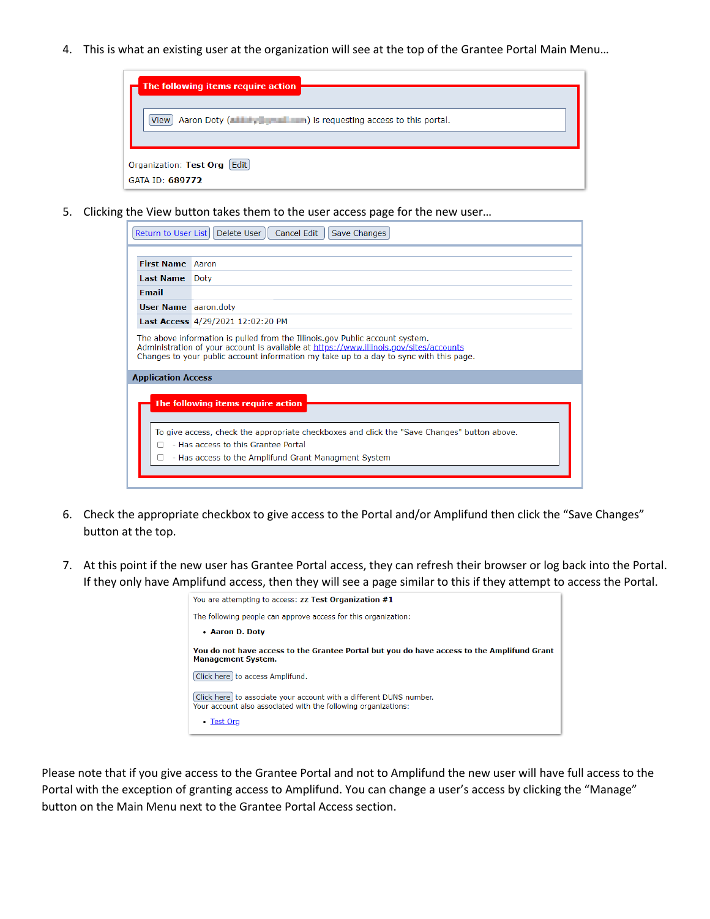4. This is what an existing user at the organization will see at the top of the Grantee Portal Main Menu…

**The following items require action**

View Aaron Doty (a\*\*\*\*\*\*\*\*\*\*\*\*\*\*\*) is requesting access to this portal.

Organization: **Test Org** Edit

GATA ID: **689772**

5. Clicking the View button takes them to the user access page for the new user…

Return to User List | Delete User | Cancel Edit | Save Changes

| | |
|---|---|
| **First Name** | Aaron |
| **Last Name** | Doty |
| **Email** | |
| **User Name** | aaron.doty |
| **Last Access** | 4/29/2021 12:02:20 PM |

The above information is pulled from the Illinois.gov Public account system.
Administration of your account is available at https://www.illinois.gov/sites/accounts
Changes to your public account information my take up to a day to sync with this page.

**Application Access**

**The following items require action**

To give access, check the appropriate checkboxes and click the "Save Changes" button above.

- ☐ - Has access to this Grantee Portal
- ☐ - Has access to the Amplifund Grant Managment System

6. Check the appropriate checkbox to give access to the Portal and/or Amplifund then click the "Save Changes" button at the top.

7. At this point if the new user has Grantee Portal access, they can refresh their browser or log back into the Portal. If they only have Amplifund access, then they will see a page similar to this if they attempt to access the Portal.

You are attempting to access: **zz Test Organization #1**

The following people can approve access for this organization:

- **Aaron D. Doty**

**You do not have access to the Grantee Portal but you do have access to the Amplifund Grant Management System.**

Click here to access Amplifund.

Click here to associate your account with a different DUNS number.
Your account also associated with the following organizations:

- Test Org

Please note that if you give access to the Grantee Portal and not to Amplifund the new user will have full access to the Portal with the exception of granting access to Amplifund. You can change a user's access by clicking the "Manage" button on the Main Menu next to the Grantee Portal Access section.